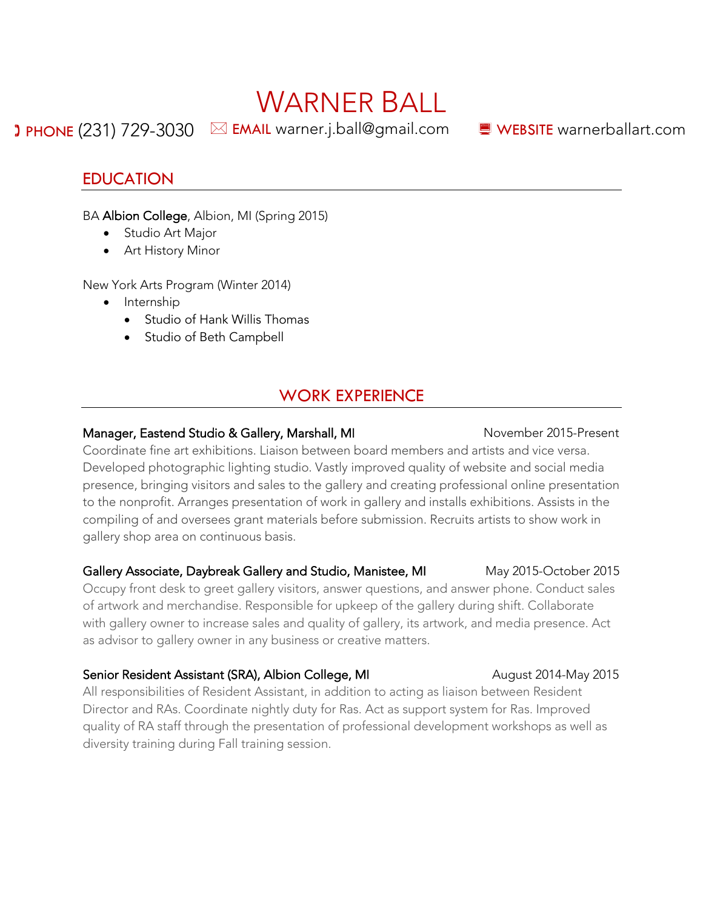# WARNER BALL

**PHONE** (231) 729-3030 **EMAIL** warner.j.ball@gmail.com **WEBSITE** warnerballart.com

## EDUCATION

BA **Albion College**, Albion, MI (Spring 2015)

- Studio Art Major
- Art History Minor

New York Arts Program (Winter 2014)

- Internship
  - Studio of Hank Willis Thomas
  - Studio of Beth Campbell

## WORK EXPERIENCE

**Manager, Eastend Studio & Gallery, Marshall, MI** November 2015-Present

Coordinate fine art exhibitions. Liaison between board members and artists and vice versa. Developed photographic lighting studio. Vastly improved quality of website and social media presence, bringing visitors and sales to the gallery and creating professional online presentation to the nonprofit. Arranges presentation of work in gallery and installs exhibitions. Assists in the compiling of and oversees grant materials before submission. Recruits artists to show work in gallery shop area on continuous basis.

**Gallery Associate, Daybreak Gallery and Studio, Manistee, MI** May 2015-October 2015

Occupy front desk to greet gallery visitors, answer questions, and answer phone. Conduct sales of artwork and merchandise. Responsible for upkeep of the gallery during shift. Collaborate with gallery owner to increase sales and quality of gallery, its artwork, and media presence. Act as advisor to gallery owner in any business or creative matters.

**Senior Resident Assistant (SRA), Albion College, MI** August 2014-May 2015

All responsibilities of Resident Assistant, in addition to acting as liaison between Resident Director and RAs. Coordinate nightly duty for Ras. Act as support system for Ras. Improved quality of RA staff through the presentation of professional development workshops as well as diversity training during Fall training session.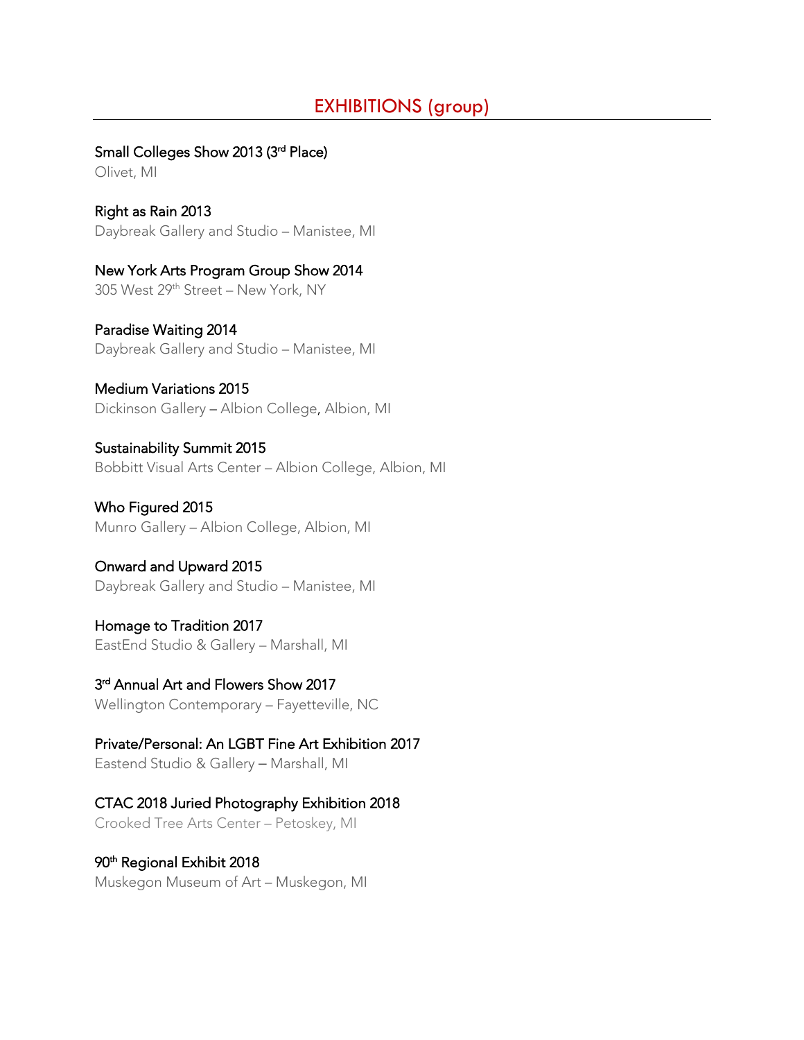## EXHIBITIONS (group)

Small Colleges Show 2013 (3rd Place)
Olivet, MI

Right as Rain 2013
Daybreak Gallery and Studio – Manistee, MI

New York Arts Program Group Show 2014
305 West 29th Street – New York, NY

Paradise Waiting 2014
Daybreak Gallery and Studio – Manistee, MI

Medium Variations 2015
Dickinson Gallery – Albion College, Albion, MI

Sustainability Summit 2015
Bobbitt Visual Arts Center – Albion College, Albion, MI

Who Figured 2015
Munro Gallery – Albion College, Albion, MI

Onward and Upward 2015
Daybreak Gallery and Studio – Manistee, MI

Homage to Tradition 2017
EastEnd Studio & Gallery – Marshall, MI

3rd Annual Art and Flowers Show 2017
Wellington Contemporary – Fayetteville, NC

Private/Personal: An LGBT Fine Art Exhibition 2017
Eastend Studio & Gallery – Marshall, MI

CTAC 2018 Juried Photography Exhibition 2018
Crooked Tree Arts Center – Petoskey, MI

90th Regional Exhibit 2018
Muskegon Museum of Art – Muskegon, MI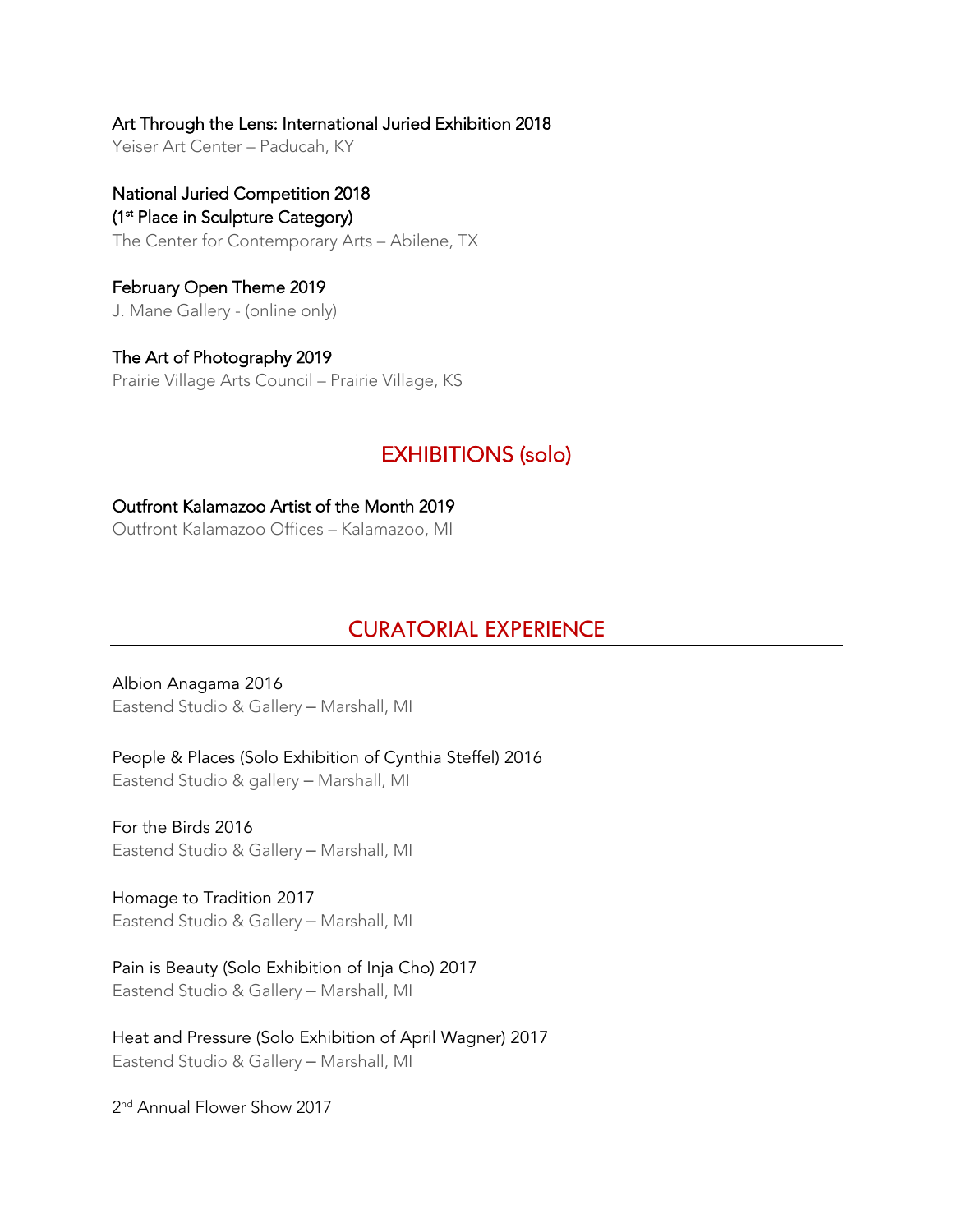Art Through the Lens: International Juried Exhibition 2018
Yeiser Art Center – Paducah, KY

National Juried Competition 2018
(1st Place in Sculpture Category)
The Center for Contemporary Arts – Abilene, TX

February Open Theme 2019
J. Mane Gallery - (online only)

The Art of Photography 2019
Prairie Village Arts Council – Prairie Village, KS

## EXHIBITIONS (solo)

Outfront Kalamazoo Artist of the Month 2019
Outfront Kalamazoo Offices – Kalamazoo, MI

## CURATORIAL EXPERIENCE

Albion Anagama 2016
Eastend Studio & Gallery – Marshall, MI

People & Places (Solo Exhibition of Cynthia Steffel) 2016
Eastend Studio & gallery – Marshall, MI

For the Birds 2016
Eastend Studio & Gallery – Marshall, MI

Homage to Tradition 2017
Eastend Studio & Gallery – Marshall, MI

Pain is Beauty (Solo Exhibition of Inja Cho) 2017
Eastend Studio & Gallery – Marshall, MI

Heat and Pressure (Solo Exhibition of April Wagner) 2017
Eastend Studio & Gallery – Marshall, MI

2nd Annual Flower Show 2017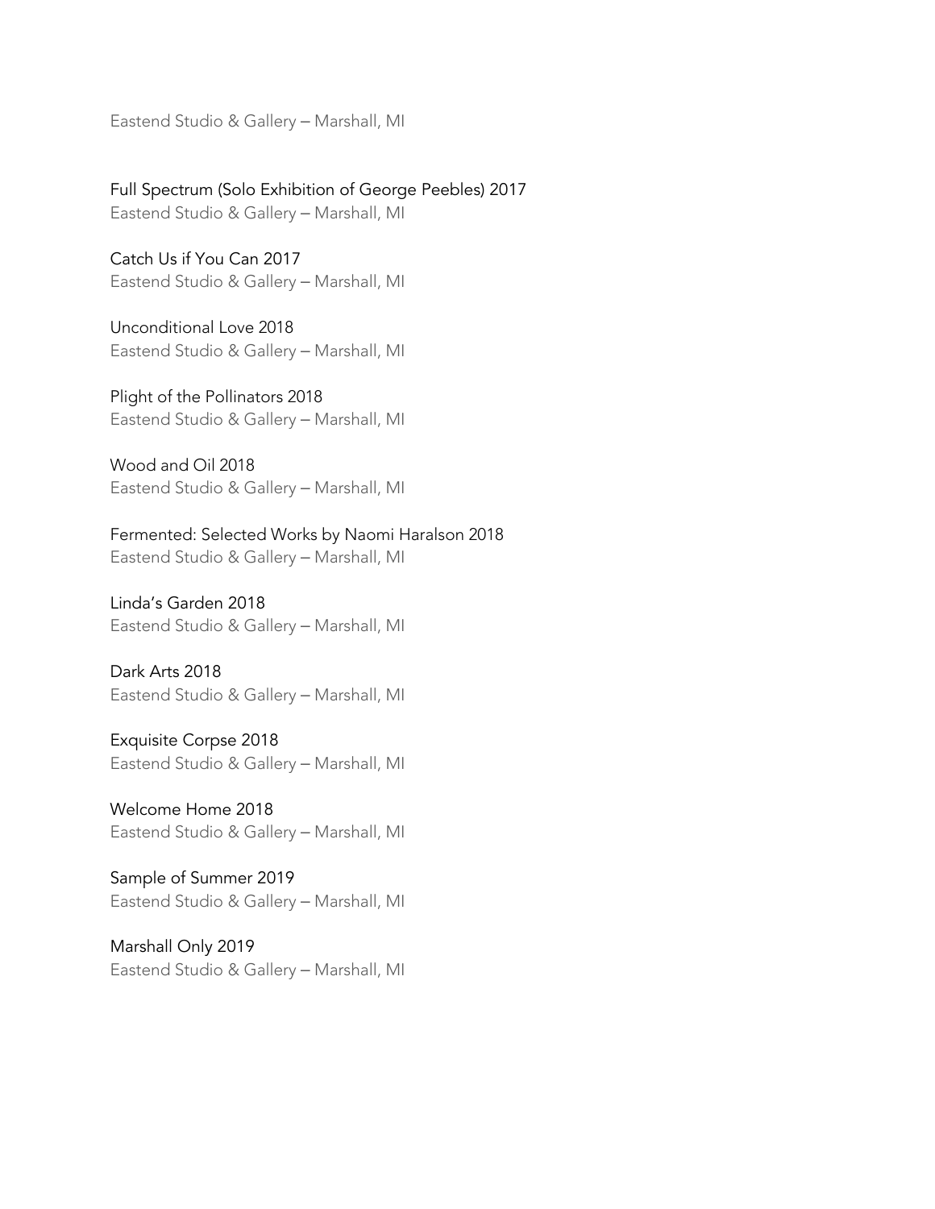Eastend Studio & Gallery – Marshall, MI

Full Spectrum (Solo Exhibition of George Peebles) 2017
Eastend Studio & Gallery – Marshall, MI

Catch Us if You Can 2017
Eastend Studio & Gallery – Marshall, MI

Unconditional Love 2018
Eastend Studio & Gallery – Marshall, MI

Plight of the Pollinators 2018
Eastend Studio & Gallery – Marshall, MI

Wood and Oil 2018
Eastend Studio & Gallery – Marshall, MI

Fermented: Selected Works by Naomi Haralson 2018
Eastend Studio & Gallery – Marshall, MI

Linda's Garden 2018
Eastend Studio & Gallery – Marshall, MI

Dark Arts 2018
Eastend Studio & Gallery – Marshall, MI

Exquisite Corpse 2018
Eastend Studio & Gallery – Marshall, MI

Welcome Home 2018
Eastend Studio & Gallery – Marshall, MI

Sample of Summer 2019
Eastend Studio & Gallery – Marshall, MI

Marshall Only 2019
Eastend Studio & Gallery – Marshall, MI